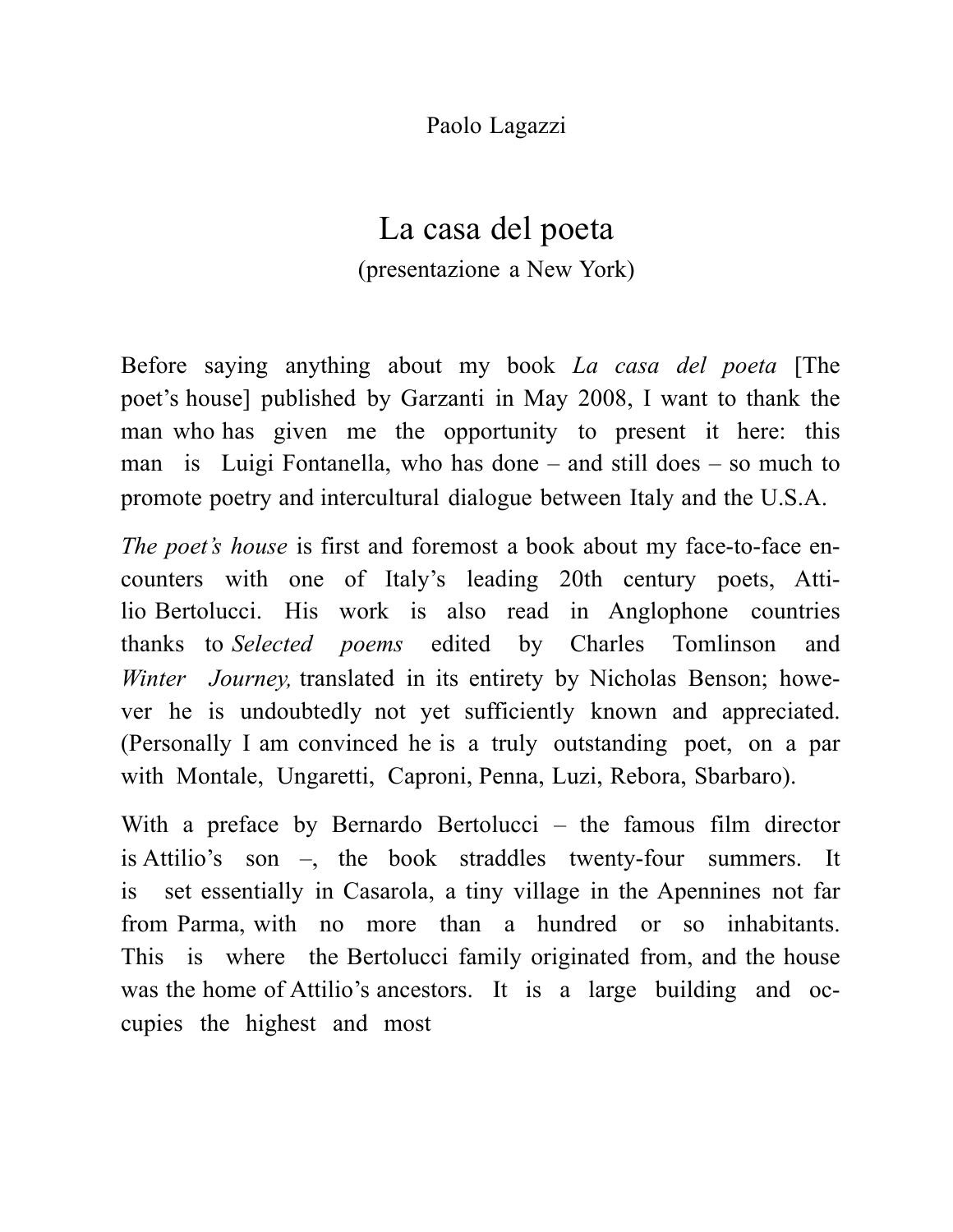Paolo Lagazzi

# La casa del poeta

(presentazione a New York)

Before saying anything about my book *La casa del poeta* [The poet's house] published by Garzanti in May 2008, I want to thank the man who has given me the opportunity to present it here: this man is Luigi Fontanella, who has done – and still does – so much to promote poetry and intercultural dialogue between Italy and the U.S.A.

*The poet's house* is first and foremost a book about my face-to-face encounters with one of Italy's leading 20th century poets, Attilio Bertolucci. His work is also read in Anglophone countries thanks to *Selected poems* edited by Charles Tomlinson and *Winter Journey,* translated in its entirety by Nicholas Benson; however he is undoubtedly not yet sufficiently known and appreciated. (Personally I am convinced he is a truly outstanding poet, on a par with Montale, Ungaretti, Caproni, Penna, Luzi, Rebora, Sbarbaro).

With a preface by Bernardo Bertolucci – the famous film director is Attilio's son –, the book straddles twenty-four summers. It is set essentially in Casarola, a tiny village in the Apennines not far from Parma, with no more than a hundred or so inhabitants. This is where the Bertolucci family originated from, and the house was the home of Attilio's ancestors. It is a large building and occupies the highest and most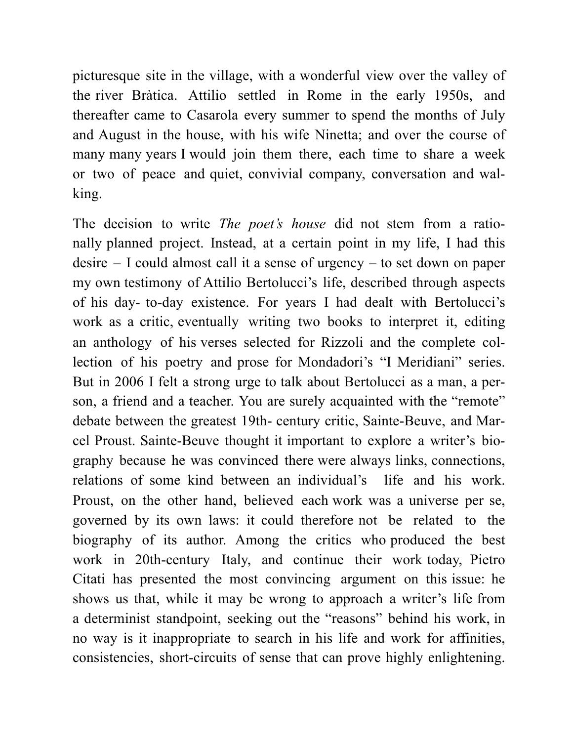picturesque site in the village, with a wonderful view over the valley of the river Bràtica. Attilio settled in Rome in the early 1950s, and thereafter came to Casarola every summer to spend the months of July and August in the house, with his wife Ninetta; and over the course of many many years I would join them there, each time to share a week or two of peace and quiet, convivial company, conversation and walking.

The decision to write *The poet's house* did not stem from a rationally planned project. Instead, at a certain point in my life, I had this desire – I could almost call it a sense of urgency – to set down on paper my own testimony of Attilio Bertolucci's life, described through aspects of his day- to-day existence. For years I had dealt with Bertolucci's work as a critic, eventually writing two books to interpret it, editing an anthology of his verses selected for Rizzoli and the complete collection of his poetry and prose for Mondadori's "I Meridiani" series. But in 2006 I felt a strong urge to talk about Bertolucci as a man, a person, a friend and a teacher. You are surely acquainted with the "remote" debate between the greatest 19th- century critic, Sainte-Beuve, and Marcel Proust. Sainte-Beuve thought it important to explore a writer's biography because he was convinced there were always links, connections, relations of some kind between an individual's life and his work. Proust, on the other hand, believed each work was a universe per se, governed by its own laws: it could therefore not be related to the biography of its author. Among the critics who produced the best work in 20th-century Italy, and continue their work today, Pietro Citati has presented the most convincing argument on this issue: he shows us that, while it may be wrong to approach a writer's life from a determinist standpoint, seeking out the "reasons" behind his work, in no way is it inappropriate to search in his life and work for affinities, consistencies, short-circuits of sense that can prove highly enlightening.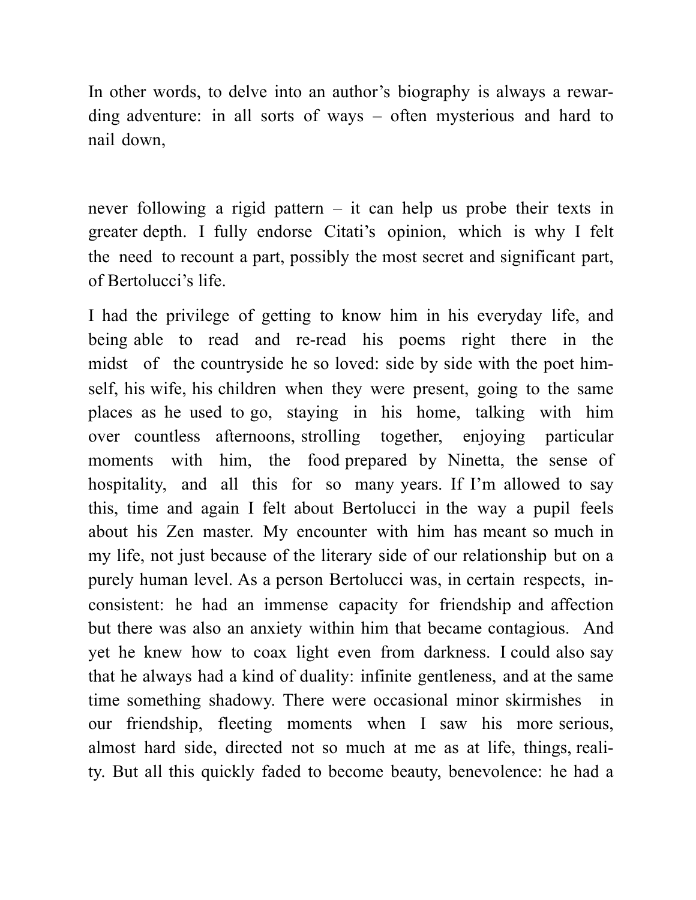In other words, to delve into an author's biography is always a rewarding adventure: in all sorts of ways – often mysterious and hard to nail down, never following a rigid pattern – it can help us probe their texts in greater depth. I fully endorse Citati's opinion, which is why I felt the need to recount a part, possibly the most secret and significant part, of Bertolucci's life.

I had the privilege of getting to know him in his everyday life, and being able to read and re-read his poems right there in the midst of the countryside he so loved: side by side with the poet himself, his wife, his children when they were present, going to the same places as he used to go, staying in his home, talking with him over countless afternoons, strolling together, enjoying particular moments with him, the food prepared by Ninetta, the sense of hospitality, and all this for so many years. If I'm allowed to say this, time and again I felt about Bertolucci in the way a pupil feels about his Zen master. My encounter with him has meant so much in my life, not just because of the literary side of our relationship but on a purely human level. As a person Bertolucci was, in certain respects, inconsistent: he had an immense capacity for friendship and affection but there was also an anxiety within him that became contagious. And yet he knew how to coax light even from darkness. I could also say that he always had a kind of duality: infinite gentleness, and at the same time something shadowy. There were occasional minor skirmishes in our friendship, fleeting moments when I saw his more serious, almost hard side, directed not so much at me as at life, things, reality. But all this quickly faded to become beauty, benevolence: he had a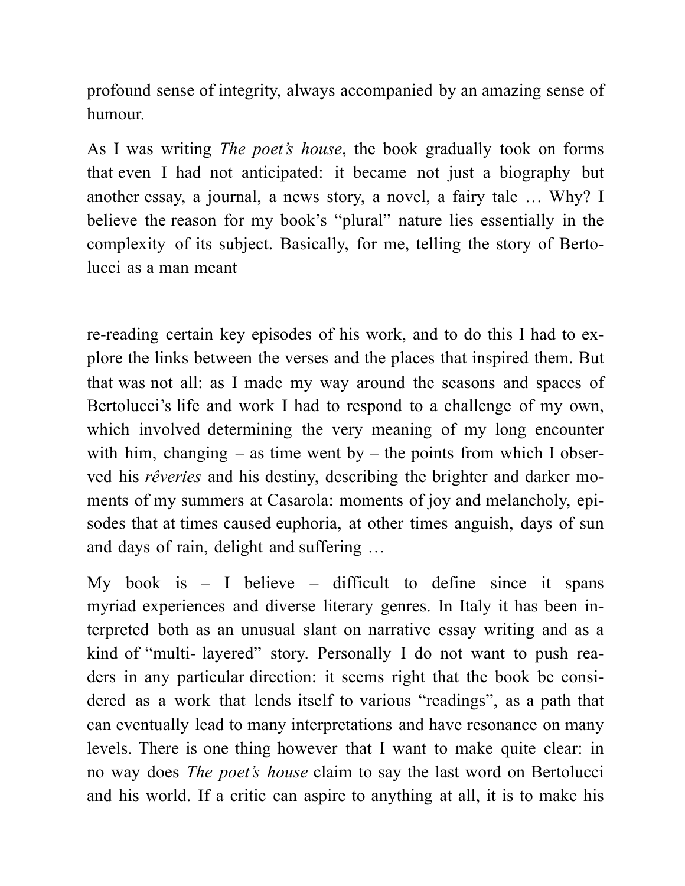profound sense of integrity, always accompanied by an amazing sense of humour.

As I was writing *The poet's house*, the book gradually took on forms that even I had not anticipated: it became not just a biography but another essay, a journal, a news story, a novel, a fairy tale … Why? I believe the reason for my book's "plural" nature lies essentially in the complexity of its subject. Basically, for me, telling the story of Bertolucci as a man meant

re-reading certain key episodes of his work, and to do this I had to explore the links between the verses and the places that inspired them. But that was not all: as I made my way around the seasons and spaces of Bertolucci's life and work I had to respond to a challenge of my own, which involved determining the very meaning of my long encounter with him, changing – as time went by – the points from which I observed his *rêveries* and his destiny, describing the brighter and darker moments of my summers at Casarola: moments of joy and melancholy, episodes that at times caused euphoria, at other times anguish, days of sun and days of rain, delight and suffering …

My book is – I believe – difficult to define since it spans myriad experiences and diverse literary genres. In Italy it has been interpreted both as an unusual slant on narrative essay writing and as a kind of "multi- layered" story. Personally I do not want to push readers in any particular direction: it seems right that the book be considered as a work that lends itself to various "readings", as a path that can eventually lead to many interpretations and have resonance on many levels. There is one thing however that I want to make quite clear: in no way does *The poet's house* claim to say the last word on Bertolucci and his world. If a critic can aspire to anything at all, it is to make his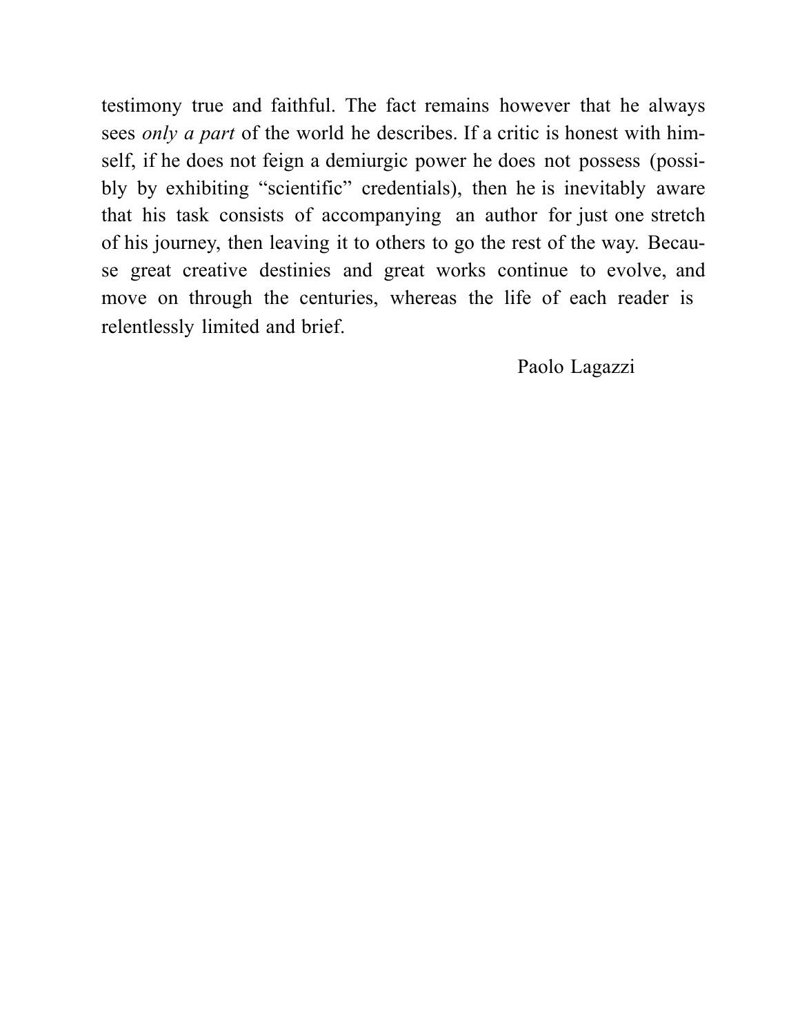testimony true and faithful. The fact remains however that he always sees *only a part* of the world he describes. If a critic is honest with himself, if he does not feign a demiurgic power he does not possess (possibly by exhibiting "scientific" credentials), then he is inevitably aware that his task consists of accompanying an author for just one stretch of his journey, then leaving it to others to go the rest of the way. Because great creative destinies and great works continue to evolve, and move on through the centuries, whereas the life of each reader is relentlessly limited and brief.

Paolo Lagazzi